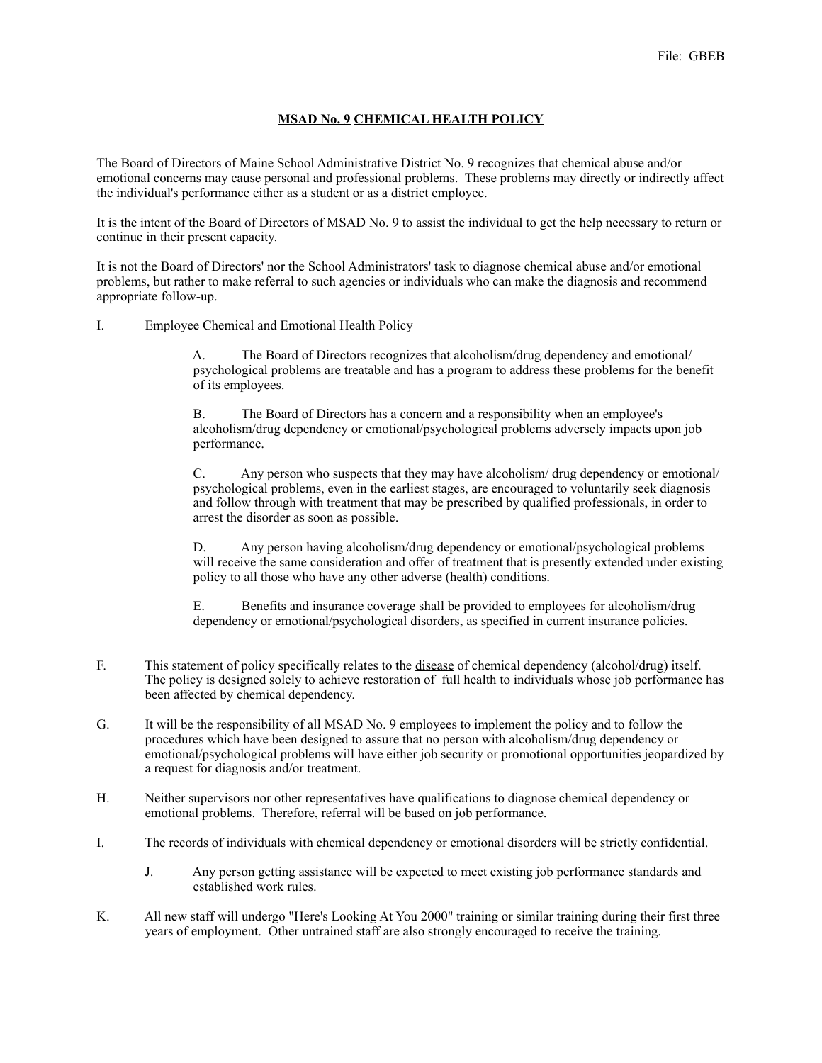File: GBEB

# MSAD No. 9 CHEMICAL HEALTH POLICY

The Board of Directors of Maine School Administrative District No. 9 recognizes that chemical abuse and/or emotional concerns may cause personal and professional problems. These problems may directly or indirectly affect the individual's performance either as a student or as a district employee.

It is the intent of the Board of Directors of MSAD No. 9 to assist the individual to get the help necessary to return or continue in their present capacity.

It is not the Board of Directors' nor the School Administrators' task to diagnose chemical abuse and/or emotional problems, but rather to make referral to such agencies or individuals who can make the diagnosis and recommend appropriate follow-up.

I. Employee Chemical and Emotional Health Policy

A. The Board of Directors recognizes that alcoholism/drug dependency and emotional/ psychological problems are treatable and has a program to address these problems for the benefit of its employees.

B. The Board of Directors has a concern and a responsibility when an employee's alcoholism/drug dependency or emotional/psychological problems adversely impacts upon job performance.

C. Any person who suspects that they may have alcoholism/ drug dependency or emotional/ psychological problems, even in the earliest stages, are encouraged to voluntarily seek diagnosis and follow through with treatment that may be prescribed by qualified professionals, in order to arrest the disorder as soon as possible.

D. Any person having alcoholism/drug dependency or emotional/psychological problems will receive the same consideration and offer of treatment that is presently extended under existing policy to all those who have any other adverse (health) conditions.

E. Benefits and insurance coverage shall be provided to employees for alcoholism/drug dependency or emotional/psychological disorders, as specified in current insurance policies.

F. This statement of policy specifically relates to the <u>disease</u> of chemical dependency (alcohol/drug) itself. The policy is designed solely to achieve restoration of full health to individuals whose job performance has been affected by chemical dependency.

G. It will be the responsibility of all MSAD No. 9 employees to implement the policy and to follow the procedures which have been designed to assure that no person with alcoholism/drug dependency or emotional/psychological problems will have either job security or promotional opportunities jeopardized by a request for diagnosis and/or treatment.

H. Neither supervisors nor other representatives have qualifications to diagnose chemical dependency or emotional problems. Therefore, referral will be based on job performance.

I. The records of individuals with chemical dependency or emotional disorders will be strictly confidential.

J. Any person getting assistance will be expected to meet existing job performance standards and established work rules.

K. All new staff will undergo "Here's Looking At You 2000" training or similar training during their first three years of employment. Other untrained staff are also strongly encouraged to receive the training.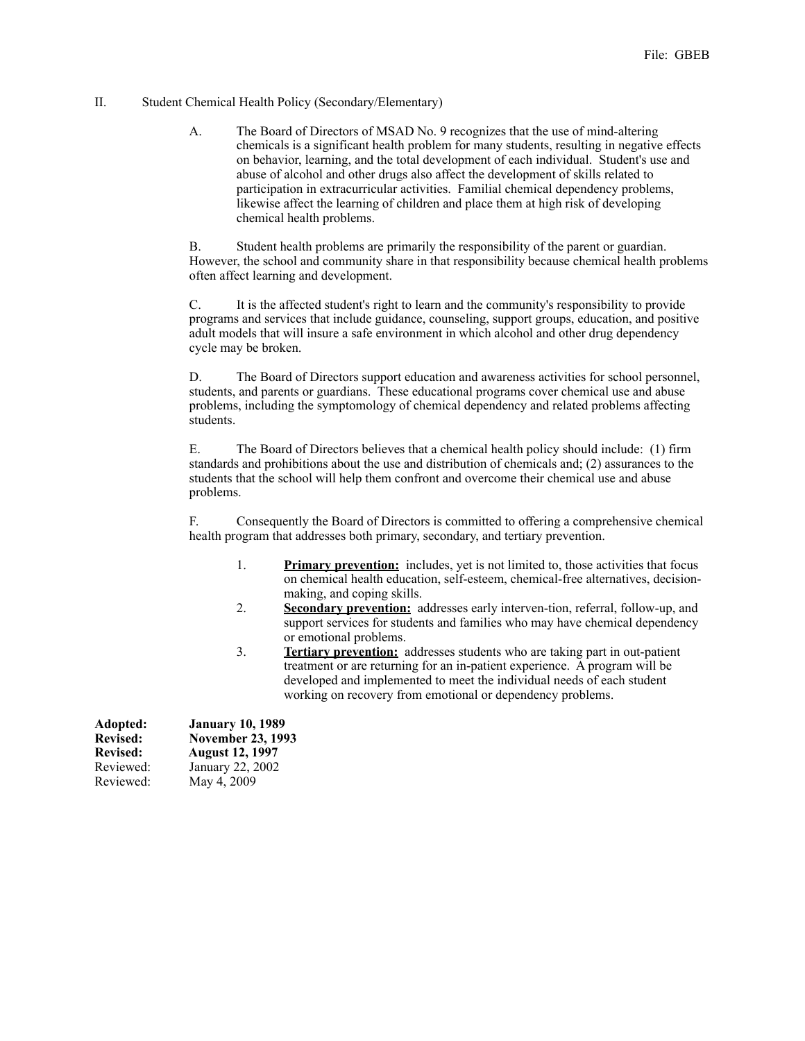II. Student Chemical Health Policy (Secondary/Elementary)

A. The Board of Directors of MSAD No. 9 recognizes that the use of mind-altering chemicals is a significant health problem for many students, resulting in negative effects on behavior, learning, and the total development of each individual. Student's use and abuse of alcohol and other drugs also affect the development of skills related to participation in extracurricular activities. Familial chemical dependency problems, likewise affect the learning of children and place them at high risk of developing chemical health problems.

B. Student health problems are primarily the responsibility of the parent or guardian. However, the school and community share in that responsibility because chemical health problems often affect learning and development.

C. It is the affected student's right to learn and the community's responsibility to provide programs and services that include guidance, counseling, support groups, education, and positive adult models that will insure a safe environment in which alcohol and other drug dependency cycle may be broken.

D. The Board of Directors support education and awareness activities for school personnel, students, and parents or guardians. These educational programs cover chemical use and abuse problems, including the symptomology of chemical dependency and related problems affecting students.

E. The Board of Directors believes that a chemical health policy should include: (1) firm standards and prohibitions about the use and distribution of chemicals and; (2) assurances to the students that the school will help them confront and overcome their chemical use and abuse problems.

F. Consequently the Board of Directors is committed to offering a comprehensive chemical health program that addresses both primary, secondary, and tertiary prevention.

1. **Primary prevention:** includes, yet is not limited to, those activities that focus on chemical health education, self-esteem, chemical-free alternatives, decision-making, and coping skills.
2. **Secondary prevention:** addresses early interven-tion, referral, follow-up, and support services for students and families who may have chemical dependency or emotional problems.
3. **Tertiary prevention:** addresses students who are taking part in out-patient treatment or are returning for an in-patient experience. A program will be developed and implemented to meet the individual needs of each student working on recovery from emotional or dependency problems.

**Adopted:** **January 10, 1989**
**Revised:** **November 23, 1993**
**Revised:** **August 12, 1997**
Reviewed: January 22, 2002
Reviewed: May 4, 2009